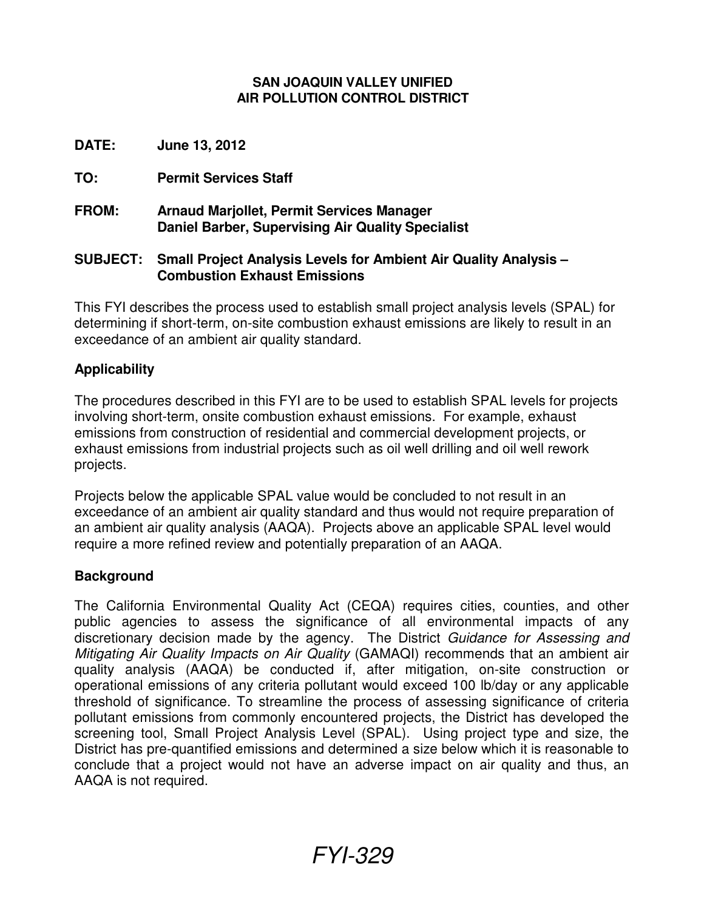**SAN JOAQUIN VALLEY UNIFIED**
**AIR POLLUTION CONTROL DISTRICT**

**DATE:** **June 13, 2012**

**TO:** **Permit Services Staff**

**FROM:** **Arnaud Marjollet, Permit Services Manager**
**Daniel Barber, Supervising Air Quality Specialist**

**SUBJECT:** **Small Project Analysis Levels for Ambient Air Quality Analysis – Combustion Exhaust Emissions**

This FYI describes the process used to establish small project analysis levels (SPAL) for determining if short-term, on-site combustion exhaust emissions are likely to result in an exceedance of an ambient air quality standard.

## Applicability

The procedures described in this FYI are to be used to establish SPAL levels for projects involving short-term, onsite combustion exhaust emissions. For example, exhaust emissions from construction of residential and commercial development projects, or exhaust emissions from industrial projects such as oil well drilling and oil well rework projects.

Projects below the applicable SPAL value would be concluded to not result in an exceedance of an ambient air quality standard and thus would not require preparation of an ambient air quality analysis (AAQA). Projects above an applicable SPAL level would require a more refined review and potentially preparation of an AAQA.

## Background

The California Environmental Quality Act (CEQA) requires cities, counties, and other public agencies to assess the significance of all environmental impacts of any discretionary decision made by the agency. The District *Guidance for Assessing and Mitigating Air Quality Impacts on Air Quality* (GAMAQI) recommends that an ambient air quality analysis (AAQA) be conducted if, after mitigation, on-site construction or operational emissions of any criteria pollutant would exceed 100 lb/day or any applicable threshold of significance. To streamline the process of assessing significance of criteria pollutant emissions from commonly encountered projects, the District has developed the screening tool, Small Project Analysis Level (SPAL). Using project type and size, the District has pre-quantified emissions and determined a size below which it is reasonable to conclude that a project would not have an adverse impact on air quality and thus, an AAQA is not required.

*FYI-329*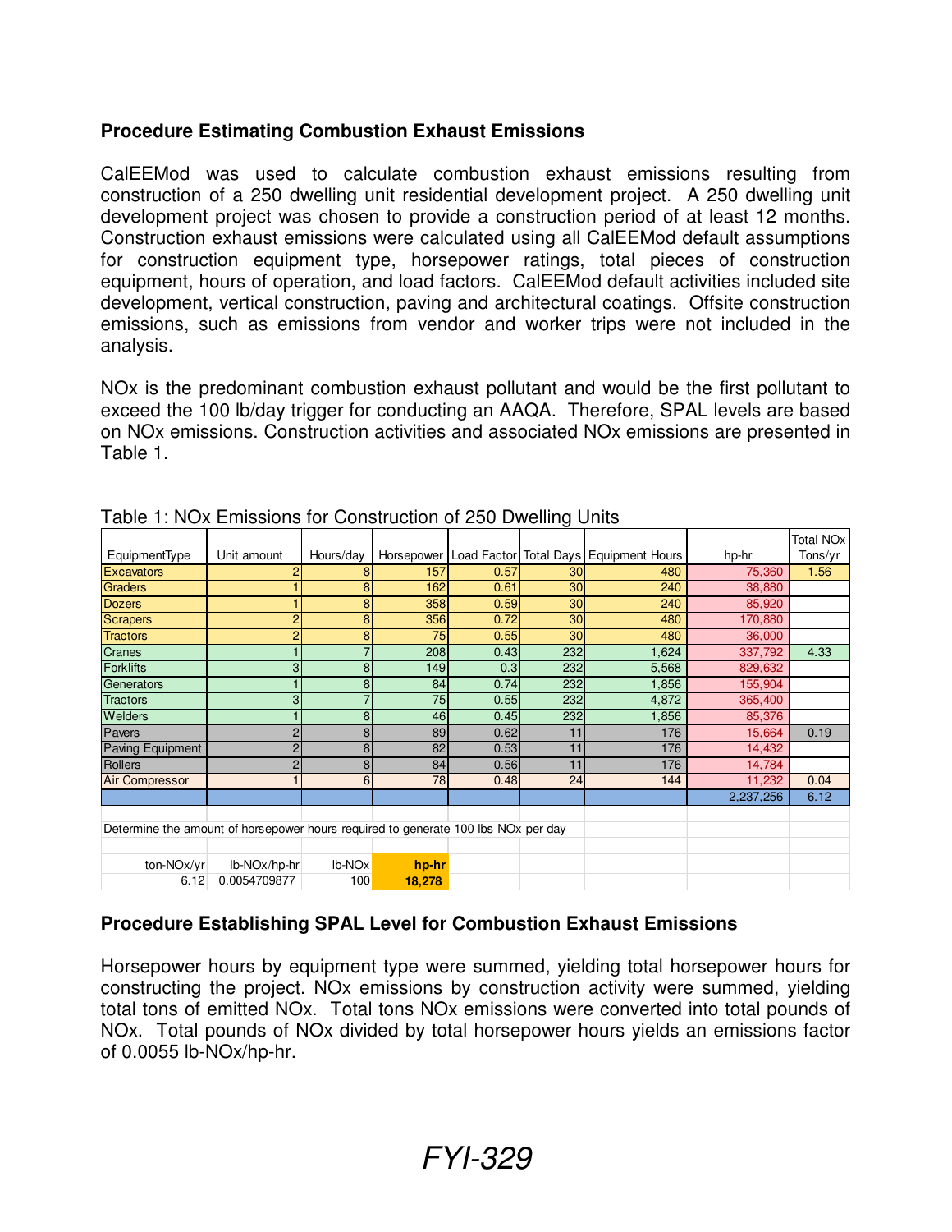### Procedure Estimating Combustion Exhaust Emissions

CalEEMod was used to calculate combustion exhaust emissions resulting from construction of a 250 dwelling unit residential development project. A 250 dwelling unit development project was chosen to provide a construction period of at least 12 months. Construction exhaust emissions were calculated using all CalEEMod default assumptions for construction equipment type, horsepower ratings, total pieces of construction equipment, hours of operation, and load factors. CalEEMod default activities included site development, vertical construction, paving and architectural coatings. Offsite construction emissions, such as emissions from vendor and worker trips were not included in the analysis.

NOx is the predominant combustion exhaust pollutant and would be the first pollutant to exceed the 100 lb/day trigger for conducting an AAQA. Therefore, SPAL levels are based on NOx emissions. Construction activities and associated NOx emissions are presented in Table 1.

Table 1: NOx Emissions for Construction of 250 Dwelling Units

| EquipmentType | Unit amount | Hours/day | Horsepower | Load Factor | Total Days | Equipment Hours | hp-hr | Total NOx Tons/yr |
|---|---|---|---|---|---|---|---|---|
| Excavators | 2 | 8 | 157 | 0.57 | 30 | 480 | 75,360 | 1.56 |
| Graders | 1 | 8 | 162 | 0.61 | 30 | 240 | 38,880 | |
| Dozers | 1 | 8 | 358 | 0.59 | 30 | 240 | 85,920 | |
| Scrapers | 2 | 8 | 356 | 0.72 | 30 | 480 | 170,880 | |
| Tractors | 2 | 8 | 75 | 0.55 | 30 | 480 | 36,000 | |
| Cranes | 1 | 7 | 208 | 0.43 | 232 | 1,624 | 337,792 | 4.33 |
| Forklifts | 3 | 8 | 149 | 0.3 | 232 | 5,568 | 829,632 | |
| Generators | 1 | 8 | 84 | 0.74 | 232 | 1,856 | 155,904 | |
| Tractors | 3 | 7 | 75 | 0.55 | 232 | 4,872 | 365,400 | |
| Welders | 1 | 8 | 46 | 0.45 | 232 | 1,856 | 85,376 | |
| Pavers | 2 | 8 | 89 | 0.62 | 11 | 176 | 15,664 | 0.19 |
| Paving Equipment | 2 | 8 | 82 | 0.53 | 11 | 176 | 14,432 | |
| Rollers | 2 | 8 | 84 | 0.56 | 11 | 176 | 14,784 | |
| Air Compressor | 1 | 6 | 78 | 0.48 | 24 | 144 | 11,232 | 0.04 |
| | | | | | | | 2,237,256 | 6.12 |

Determine the amount of horsepower hours required to generate 100 lbs NOx per day

| ton-NOx/yr | lb-NOx/hp-hr | lb-NOx | hp-hr |
|---|---|---|---|
| 6.12 | 0.0054709877 | 100 | **18,278** |

### Procedure Establishing SPAL Level for Combustion Exhaust Emissions

Horsepower hours by equipment type were summed, yielding total horsepower hours for constructing the project. NOx emissions by construction activity were summed, yielding total tons of emitted NOx. Total tons NOx emissions were converted into total pounds of NOx. Total pounds of NOx divided by total horsepower hours yields an emissions factor of 0.0055 lb-NOx/hp-hr.

*FYI-329*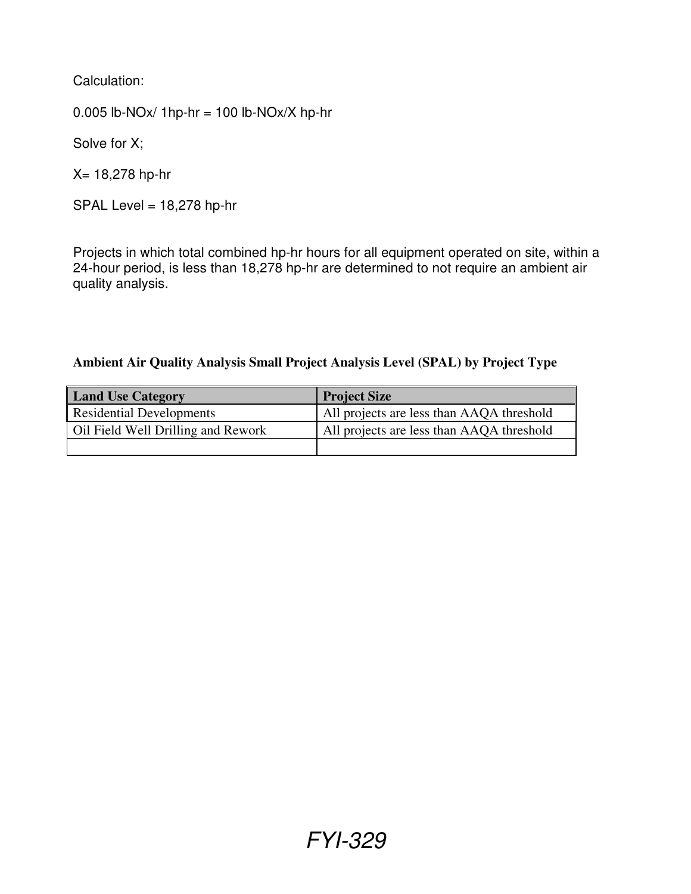Calculation:

0.005 lb-NOx/ 1hp-hr = 100 lb-NOx/X hp-hr

Solve for X;

X= 18,278 hp-hr

SPAL Level = 18,278 hp-hr

Projects in which total combined hp-hr hours for all equipment operated on site, within a 24-hour period, is less than 18,278 hp-hr are determined to not require an ambient air quality analysis.

**Ambient Air Quality Analysis Small Project Analysis Level (SPAL) by Project Type**

| Land Use Category | Project Size |
|---|---|
| Residential Developments | All projects are less than AAQA threshold |
| Oil Field Well Drilling and Rework | All projects are less than AAQA threshold |
| | |

*FYI-329*